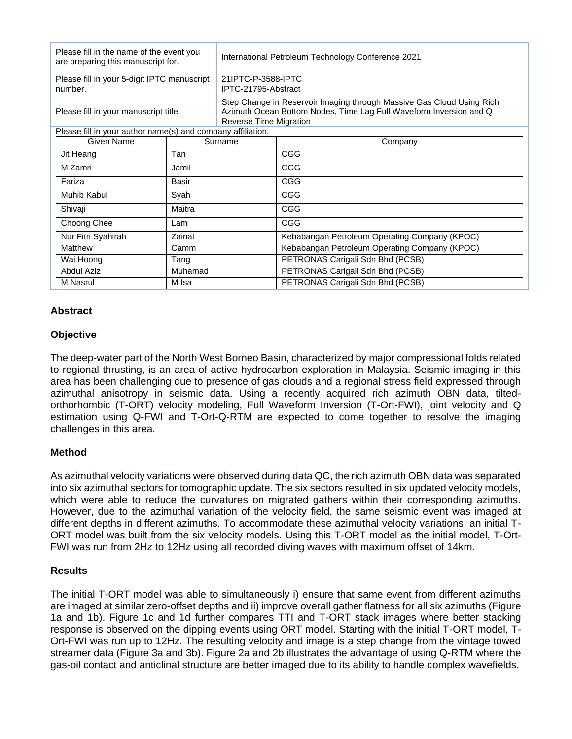| Please fill in the name of the event you are preparing this manuscript for. | International Petroleum Technology Conference 2021 |
| --- | --- |
| Please fill in your 5-digit IPTC manuscript number. | 21IPTC-P-3588-IPTC IPTC-21795-Abstract |
| Please fill in your manuscript title. | Step Change in Reservoir Imaging through Massive Gas Cloud Using Rich Azimuth Ocean Bottom Nodes, Time Lag Full Waveform Inversion and Q Reverse Time Migration |

Please fill in your author name(s) and company affiliation.

| Given Name | Surname | Company |
| --- | --- | --- |
| Jit Heang | Tan | CGG |
| M Zamri | Jamil | CGG |
| Fariza | Basir | CGG |
| Muhib Kabul | Syah | CGG |
| Shivaji | Maitra | CGG |
| Choong Chee | Lam | CGG |
| Nur Fitri Syahirah | Zainal | Kebabangan Petroleum Operating Company (KPOC) |
| Matthew | Camm | Kebabangan Petroleum Operating Company (KPOC) |
| Wai Hoong | Tang | PETRONAS Carigali Sdn Bhd (PCSB) |
| Abdul Aziz | Muhamad | PETRONAS Carigali Sdn Bhd (PCSB) |
| M Nasrul | M Isa | PETRONAS Carigali Sdn Bhd (PCSB) |

## Abstract

### Objective

The deep-water part of the North West Borneo Basin, characterized by major compressional folds related to regional thrusting, is an area of active hydrocarbon exploration in Malaysia. Seismic imaging in this area has been challenging due to presence of gas clouds and a regional stress field expressed through azimuthal anisotropy in seismic data. Using a recently acquired rich azimuth OBN data, tilted-orthorhombic (T-ORT) velocity modeling, Full Waveform Inversion (T-Ort-FWI), joint velocity and Q estimation using Q-FWI and T-Ort-Q-RTM are expected to come together to resolve the imaging challenges in this area.

### Method

As azimuthal velocity variations were observed during data QC, the rich azimuth OBN data was separated into six azimuthal sectors for tomographic update. The six sectors resulted in six updated velocity models, which were able to reduce the curvatures on migrated gathers within their corresponding azimuths. However, due to the azimuthal variation of the velocity field, the same seismic event was imaged at different depths in different azimuths. To accommodate these azimuthal velocity variations, an initial T-ORT model was built from the six velocity models. Using this T-ORT model as the initial model, T-Ort-FWI was run from 2Hz to 12Hz using all recorded diving waves with maximum offset of 14km.

### Results

The initial T-ORT model was able to simultaneously i) ensure that same event from different azimuths are imaged at similar zero-offset depths and ii) improve overall gather flatness for all six azimuths (Figure 1a and 1b). Figure 1c and 1d further compares TTI and T-ORT stack images where better stacking response is observed on the dipping events using ORT model. Starting with the initial T-ORT model, T-Ort-FWI was run up to 12Hz. The resulting velocity and image is a step change from the vintage towed streamer data (Figure 3a and 3b). Figure 2a and 2b illustrates the advantage of using Q-RTM where the gas-oil contact and anticlinal structure are better imaged due to its ability to handle complex wavefields.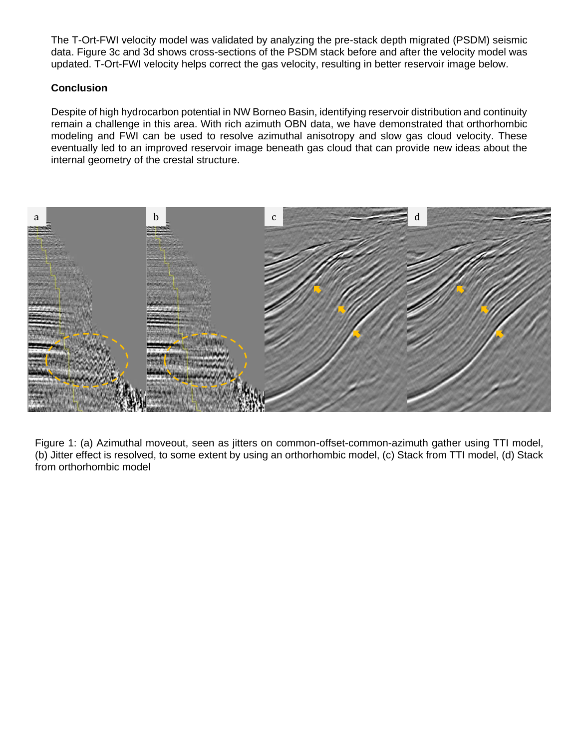The T-Ort-FWI velocity model was validated by analyzing the pre-stack depth migrated (PSDM) seismic data. Figure 3c and 3d shows cross-sections of the PSDM stack before and after the velocity model was updated. T-Ort-FWI velocity helps correct the gas velocity, resulting in better reservoir image below.

**Conclusion**

Despite of high hydrocarbon potential in NW Borneo Basin, identifying reservoir distribution and continuity remain a challenge in this area. With rich azimuth OBN data, we have demonstrated that orthorhombic modeling and FWI can be used to resolve azimuthal anisotropy and slow gas cloud velocity. These eventually led to an improved reservoir image beneath gas cloud that can provide new ideas about the internal geometry of the crestal structure.

Figure 1: (a) Azimuthal moveout, seen as jitters on common-offset-common-azimuth gather using TTI model, (b) Jitter effect is resolved, to some extent by using an orthorhombic model, (c) Stack from TTI model, (d) Stack from orthorhombic model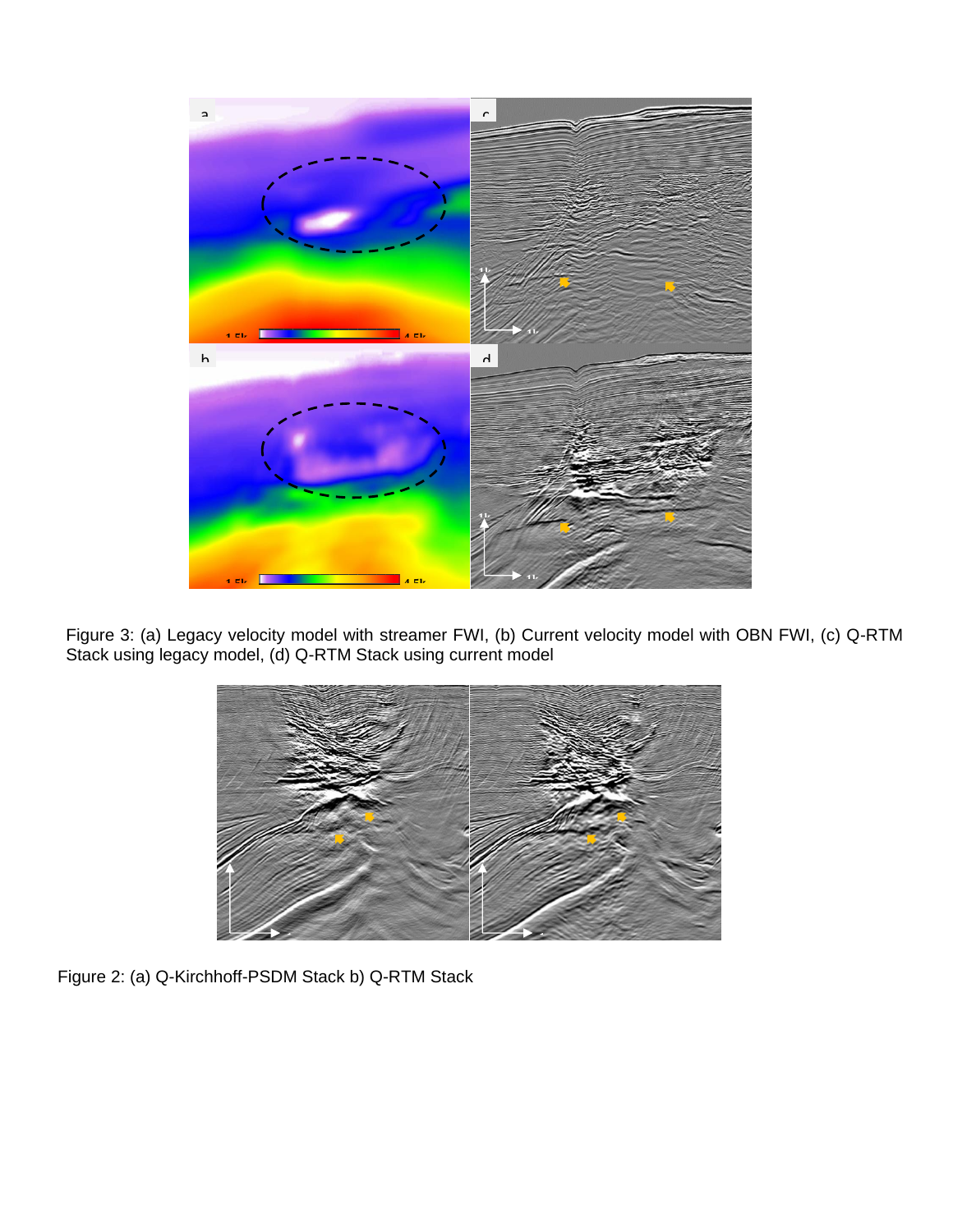Figure 3: (a) Legacy velocity model with streamer FWI, (b) Current velocity model with OBN FWI, (c) Q-RTM Stack using legacy model, (d) Q-RTM Stack using current model

Figure 2: (a) Q-Kirchhoff-PSDM Stack b) Q-RTM Stack